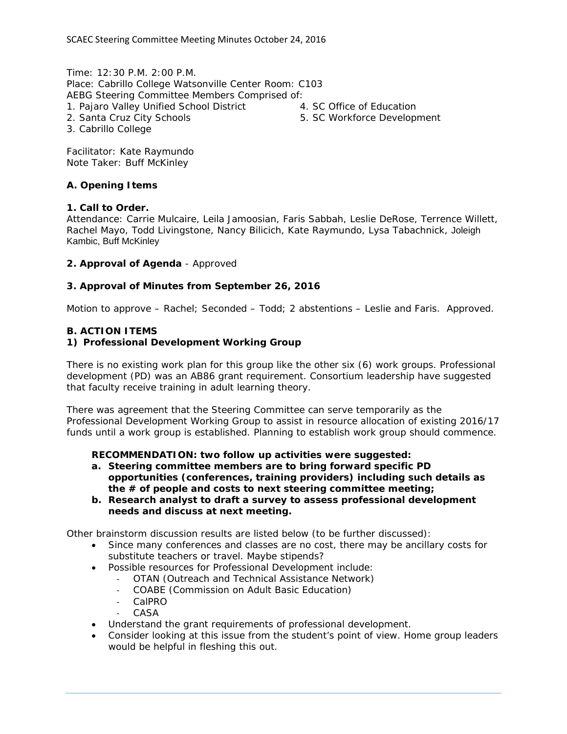# SCAEC Steering Committee Meeting Minutes October 24, 2016

Time: 12:30 P.M. 2:00 P.M.
Place: Cabrillo College Watsonville Center Room: C103
AEBG Steering Committee Members Comprised of:

1. Pajaro Valley Unified School District
2. Santa Cruz City Schools
3. Cabrillo College
4. SC Office of Education
5. SC Workforce Development

Facilitator: Kate Raymundo
Note Taker: Buff McKinley

## A. Opening Items

### 1. Call to Order.

Attendance: Carrie Mulcaire, Leila Jamoosian, Faris Sabbah, Leslie DeRose, Terrence Willett, Rachel Mayo, Todd Livingstone, Nancy Bilicich, Kate Raymundo, Lysa Tabachnick, Joleigh Kambic, Buff McKinley

### 2. Approval of Agenda - Approved

### 3. Approval of Minutes from September 26, 2016

Motion to approve – Rachel; Seconded – Todd; 2 abstentions – Leslie and Faris. Approved.

## B. ACTION ITEMS

### 1) Professional Development Working Group

There is no existing work plan for this group like the other six (6) work groups. Professional development (PD) was an AB86 grant requirement. Consortium leadership have suggested that faculty receive training in adult learning theory.

There was agreement that the Steering Committee can serve temporarily as the Professional Development Working Group to assist in resource allocation of existing 2016/17 funds until a work group is established. Planning to establish work group should commence.

**RECOMMENDATION: two follow up activities were suggested:**

- **a. Steering committee members are to bring forward specific PD opportunities (conferences, training providers) including such details as the # of people and costs to next steering committee meeting;**
- **b. Research analyst to draft a survey to assess professional development needs and discuss at next meeting.**

Other brainstorm discussion results are listed below (to be further discussed):

- Since many conferences and classes are no cost, there may be ancillary costs for substitute teachers or travel. Maybe stipends?
- Possible resources for Professional Development include:
  - OTAN (Outreach and Technical Assistance Network)
  - COABE (Commission on Adult Basic Education)
  - CalPRO
  - CASA
- Understand the grant requirements of professional development.
- Consider looking at this issue from the student's point of view. Home group leaders would be helpful in fleshing this out.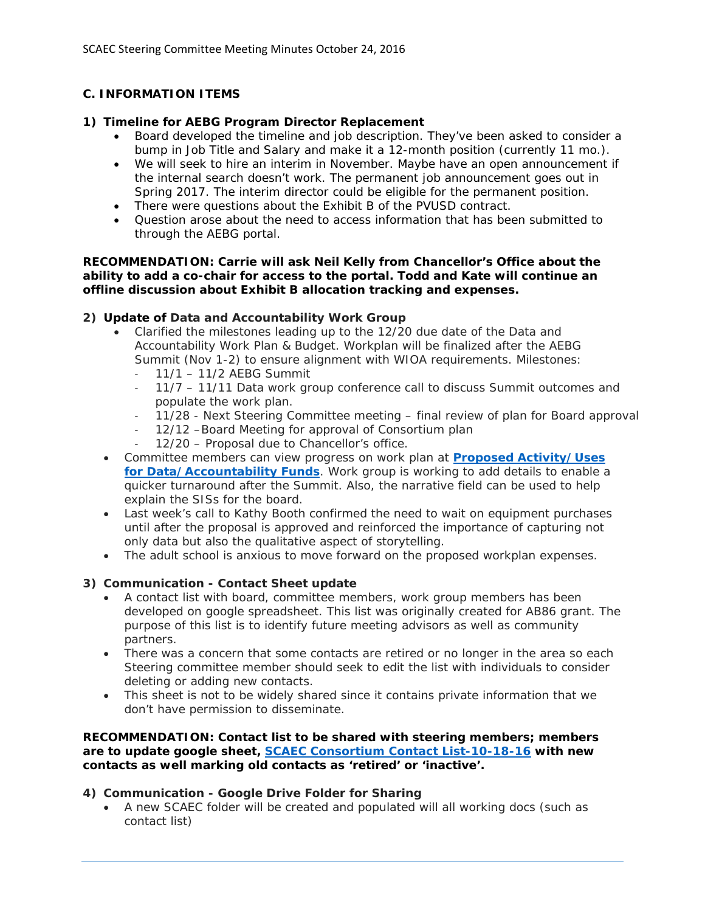## C. INFORMATION ITEMS

### 1) Timeline for AEBG Program Director Replacement

- Board developed the timeline and job description. They've been asked to consider a bump in Job Title and Salary and make it a 12-month position (currently 11 mo.).
- We will seek to hire an interim in November. Maybe have an open announcement if the internal search doesn't work. The permanent job announcement goes out in Spring 2017. The interim director could be eligible for the permanent position.
- There were questions about the Exhibit B of the PVUSD contract.
- Question arose about the need to access information that has been submitted to through the AEBG portal.

**RECOMMENDATION: Carrie will ask Neil Kelly from Chancellor's Office about the ability to add a co-chair for access to the portal. Todd and Kate will continue an offline discussion about Exhibit B allocation tracking and expenses.**

### 2) Update of Data and Accountability Work Group

- Clarified the milestones leading up to the 12/20 due date of the Data and Accountability Work Plan & Budget. Workplan will be finalized after the AEBG Summit (Nov 1-2) to ensure alignment with WIOA requirements. Milestones:
  - 11/1 – 11/2 AEBG Summit
  - 11/7 – 11/11 Data work group conference call to discuss Summit outcomes and populate the work plan.
  - 11/28 - Next Steering Committee meeting – final review of plan for Board approval
  - 12/12 –Board Meeting for approval of Consortium plan
  - 12/20 – Proposal due to Chancellor's office.
- Committee members can view progress on work plan at **[Proposed Activity/Uses for Data/Accountability Funds]**. Work group is working to add details to enable a quicker turnaround after the Summit. Also, the narrative field can be used to help explain the SISs for the board.
- Last week's call to Kathy Booth confirmed the need to wait on equipment purchases until after the proposal is approved and reinforced the importance of capturing not only data but also the qualitative aspect of storytelling.
- The adult school is anxious to move forward on the proposed workplan expenses.

### 3) Communication - Contact Sheet update

- A contact list with board, committee members, work group members has been developed on google spreadsheet. This list was originally created for AB86 grant. The purpose of this list is to identify future meeting advisors as well as community partners.
- There was a concern that some contacts are retired or no longer in the area so each Steering committee member should seek to edit the list with individuals to consider deleting or adding new contacts.
- This sheet is not to be widely shared since it contains private information that we don't have permission to disseminate.

**RECOMMENDATION: Contact list to be shared with steering members; members are to update google sheet, [SCAEC Consortium Contact List-10-18-16] with new contacts as well marking old contacts as 'retired' or 'inactive'.**

### 4) Communication - Google Drive Folder for Sharing

- A new SCAEC folder will be created and populated will all working docs (such as contact list)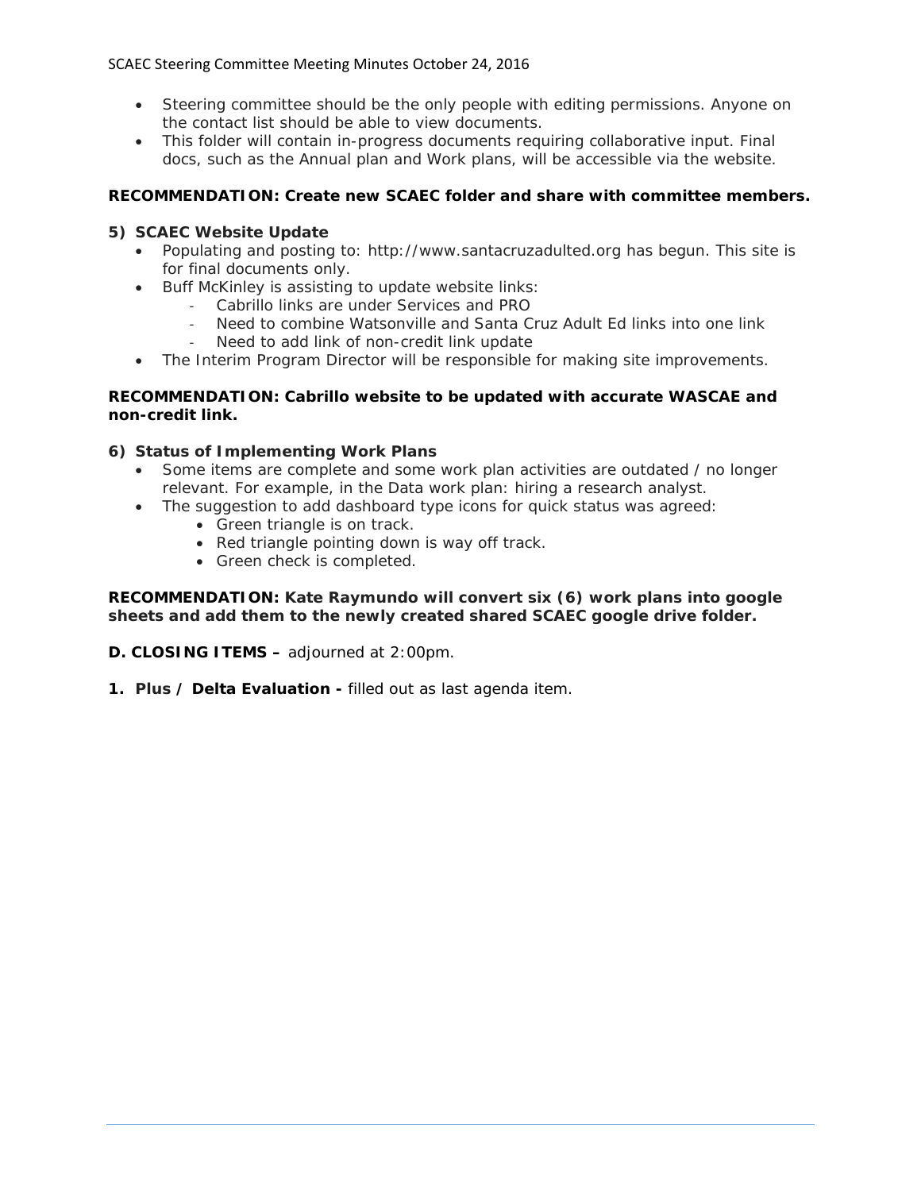- Steering committee should be the only people with editing permissions. Anyone on the contact list should be able to view documents.
- This folder will contain in-progress documents requiring collaborative input. Final docs, such as the Annual plan and Work plans, will be accessible via the website.

**RECOMMENDATION: Create new SCAEC folder and share with committee members.**

**5) SCAEC Website Update**

- Populating and posting to: http://www.santacruzadulted.org has begun. This site is for final documents only.
- Buff McKinley is assisting to update website links:
  - Cabrillo links are under Services and PRO
  - Need to combine Watsonville and Santa Cruz Adult Ed links into one link
  - Need to add link of non-credit link update
- The Interim Program Director will be responsible for making site improvements.

**RECOMMENDATION: Cabrillo website to be updated with accurate WASCAE and non-credit link.**

**6) Status of Implementing Work Plans**

- Some items are complete and some work plan activities are outdated / no longer relevant. For example, in the Data work plan: hiring a research analyst.
- The suggestion to add dashboard type icons for quick status was agreed:
  - Green triangle is on track.
  - Red triangle pointing down is way off track.
  - Green check is completed.

**RECOMMENDATION: Kate Raymundo will convert six (6) work plans into google sheets and add them to the newly created shared SCAEC google drive folder.**

**D. CLOSING ITEMS –** adjourned at 2:00pm.

**1. Plus / Delta Evaluation -** filled out as last agenda item.